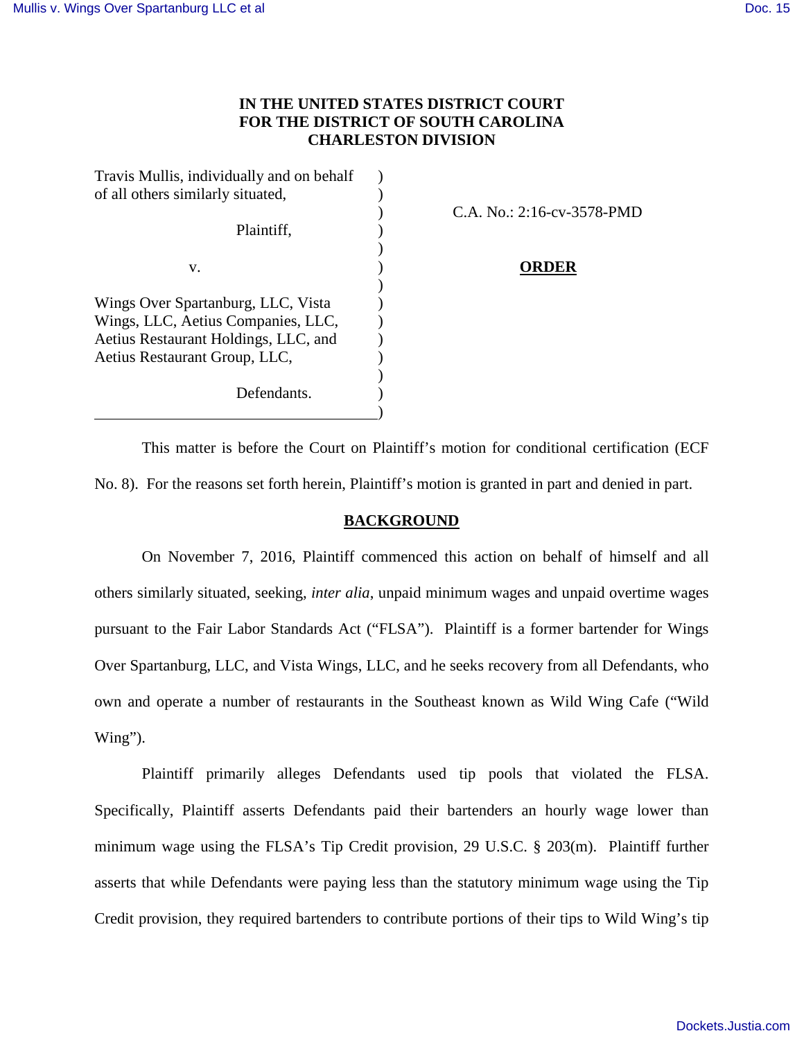# IN THE UNITED STATES DISTRICT COURT
# FOR THE DISTRICT OF SOUTH CAROLINA
# CHARLESTON DIVISION

| | |
|---|---|
| Travis Mullis, individually and on behalf of all others similarly situated,<br><br>Plaintiff,<br><br>v.<br><br>Wings Over Spartanburg, LLC, Vista Wings, LLC, Aetius Companies, LLC, Aetius Restaurant Holdings, LLC, and Aetius Restaurant Group, LLC,<br><br>Defendants. | C.A. No.: 2:16-cv-3578-PMD<br><br>**ORDER** |

This matter is before the Court on Plaintiff's motion for conditional certification (ECF No. 8). For the reasons set forth herein, Plaintiff's motion is granted in part and denied in part.

## BACKGROUND

On November 7, 2016, Plaintiff commenced this action on behalf of himself and all others similarly situated, seeking, *inter alia*, unpaid minimum wages and unpaid overtime wages pursuant to the Fair Labor Standards Act ("FLSA"). Plaintiff is a former bartender for Wings Over Spartanburg, LLC, and Vista Wings, LLC, and he seeks recovery from all Defendants, who own and operate a number of restaurants in the Southeast known as Wild Wing Cafe ("Wild Wing").

Plaintiff primarily alleges Defendants used tip pools that violated the FLSA. Specifically, Plaintiff asserts Defendants paid their bartenders an hourly wage lower than minimum wage using the FLSA's Tip Credit provision, 29 U.S.C. § 203(m). Plaintiff further asserts that while Defendants were paying less than the statutory minimum wage using the Tip Credit provision, they required bartenders to contribute portions of their tips to Wild Wing's tip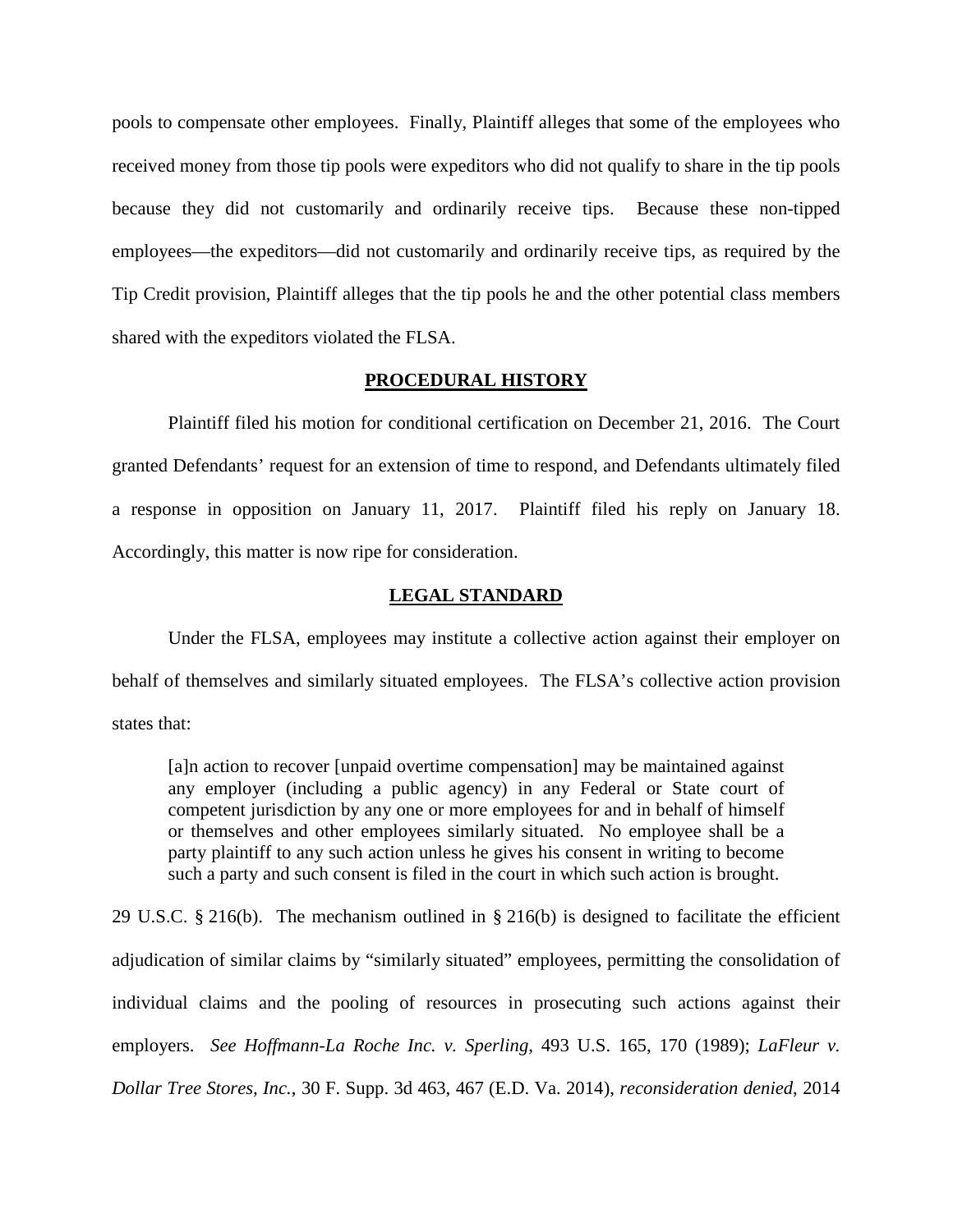pools to compensate other employees. Finally, Plaintiff alleges that some of the employees who received money from those tip pools were expeditors who did not qualify to share in the tip pools because they did not customarily and ordinarily receive tips. Because these non-tipped employees—the expeditors—did not customarily and ordinarily receive tips, as required by the Tip Credit provision, Plaintiff alleges that the tip pools he and the other potential class members shared with the expeditors violated the FLSA.

## PROCEDURAL HISTORY

Plaintiff filed his motion for conditional certification on December 21, 2016. The Court granted Defendants' request for an extension of time to respond, and Defendants ultimately filed a response in opposition on January 11, 2017. Plaintiff filed his reply on January 18. Accordingly, this matter is now ripe for consideration.

## LEGAL STANDARD

Under the FLSA, employees may institute a collective action against their employer on behalf of themselves and similarly situated employees. The FLSA's collective action provision states that:

> [a]n action to recover [unpaid overtime compensation] may be maintained against any employer (including a public agency) in any Federal or State court of competent jurisdiction by any one or more employees for and in behalf of himself or themselves and other employees similarly situated. No employee shall be a party plaintiff to any such action unless he gives his consent in writing to become such a party and such consent is filed in the court in which such action is brought.

29 U.S.C. § 216(b). The mechanism outlined in § 216(b) is designed to facilitate the efficient adjudication of similar claims by "similarly situated" employees, permitting the consolidation of individual claims and the pooling of resources in prosecuting such actions against their employers. *See Hoffmann-La Roche Inc. v. Sperling*, 493 U.S. 165, 170 (1989); *LaFleur v. Dollar Tree Stores, Inc.*, 30 F. Supp. 3d 463, 467 (E.D. Va. 2014), *reconsideration denied*, 2014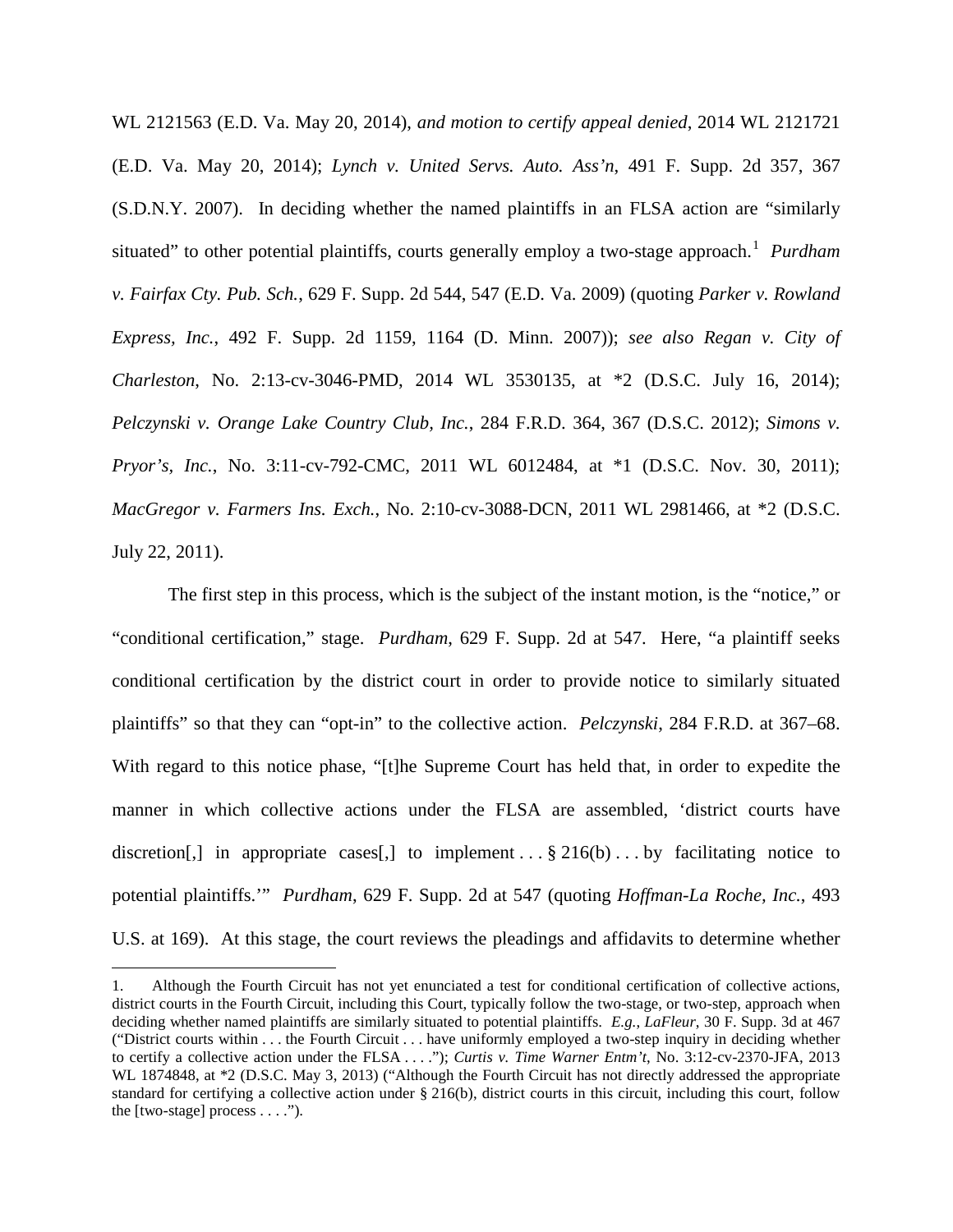WL 2121563 (E.D. Va. May 20, 2014), *and motion to certify appeal denied*, 2014 WL 2121721 (E.D. Va. May 20, 2014); *Lynch v. United Servs. Auto. Ass'n*, 491 F. Supp. 2d 357, 367 (S.D.N.Y. 2007). In deciding whether the named plaintiffs in an FLSA action are "similarly situated" to other potential plaintiffs, courts generally employ a two-stage approach.[1] *Purdham v. Fairfax Cty. Pub. Sch.*, 629 F. Supp. 2d 544, 547 (E.D. Va. 2009) (quoting *Parker v. Rowland Express, Inc.*, 492 F. Supp. 2d 1159, 1164 (D. Minn. 2007)); *see also Regan v. City of Charleston*, No. 2:13-cv-3046-PMD, 2014 WL 3530135, at *2 (D.S.C. July 16, 2014); *Pelczynski v. Orange Lake Country Club, Inc.*, 284 F.R.D. 364, 367 (D.S.C. 2012); *Simons v. Pryor's, Inc.*, No. 3:11-cv-792-CMC, 2011 WL 6012484, at *1 (D.S.C. Nov. 30, 2011); *MacGregor v. Farmers Ins. Exch.*, No. 2:10-cv-3088-DCN, 2011 WL 2981466, at *2 (D.S.C. July 22, 2011).

The first step in this process, which is the subject of the instant motion, is the "notice," or "conditional certification," stage. *Purdham*, 629 F. Supp. 2d at 547. Here, "a plaintiff seeks conditional certification by the district court in order to provide notice to similarly situated plaintiffs" so that they can "opt-in" to the collective action. *Pelczynski*, 284 F.R.D. at 367–68. With regard to this notice phase, "[t]he Supreme Court has held that, in order to expedite the manner in which collective actions under the FLSA are assembled, 'district courts have discretion[,] in appropriate cases[,] to implement . . . § 216(b) . . . by facilitating notice to potential plaintiffs.'" *Purdham*, 629 F. Supp. 2d at 547 (quoting *Hoffman-La Roche, Inc.*, 493 U.S. at 169). At this stage, the court reviews the pleadings and affidavits to determine whether

1. Although the Fourth Circuit has not yet enunciated a test for conditional certification of collective actions, district courts in the Fourth Circuit, including this Court, typically follow the two-stage, or two-step, approach when deciding whether named plaintiffs are similarly situated to potential plaintiffs. *E.g.*, *LaFleur*, 30 F. Supp. 3d at 467 ("District courts within . . . the Fourth Circuit . . . have uniformly employed a two-step inquiry in deciding whether to certify a collective action under the FLSA . . . ."); *Curtis v. Time Warner Entm't*, No. 3:12-cv-2370-JFA, 2013 WL 1874848, at *2 (D.S.C. May 3, 2013) ("Although the Fourth Circuit has not directly addressed the appropriate standard for certifying a collective action under § 216(b), district courts in this circuit, including this court, follow the [two-stage] process . . . .").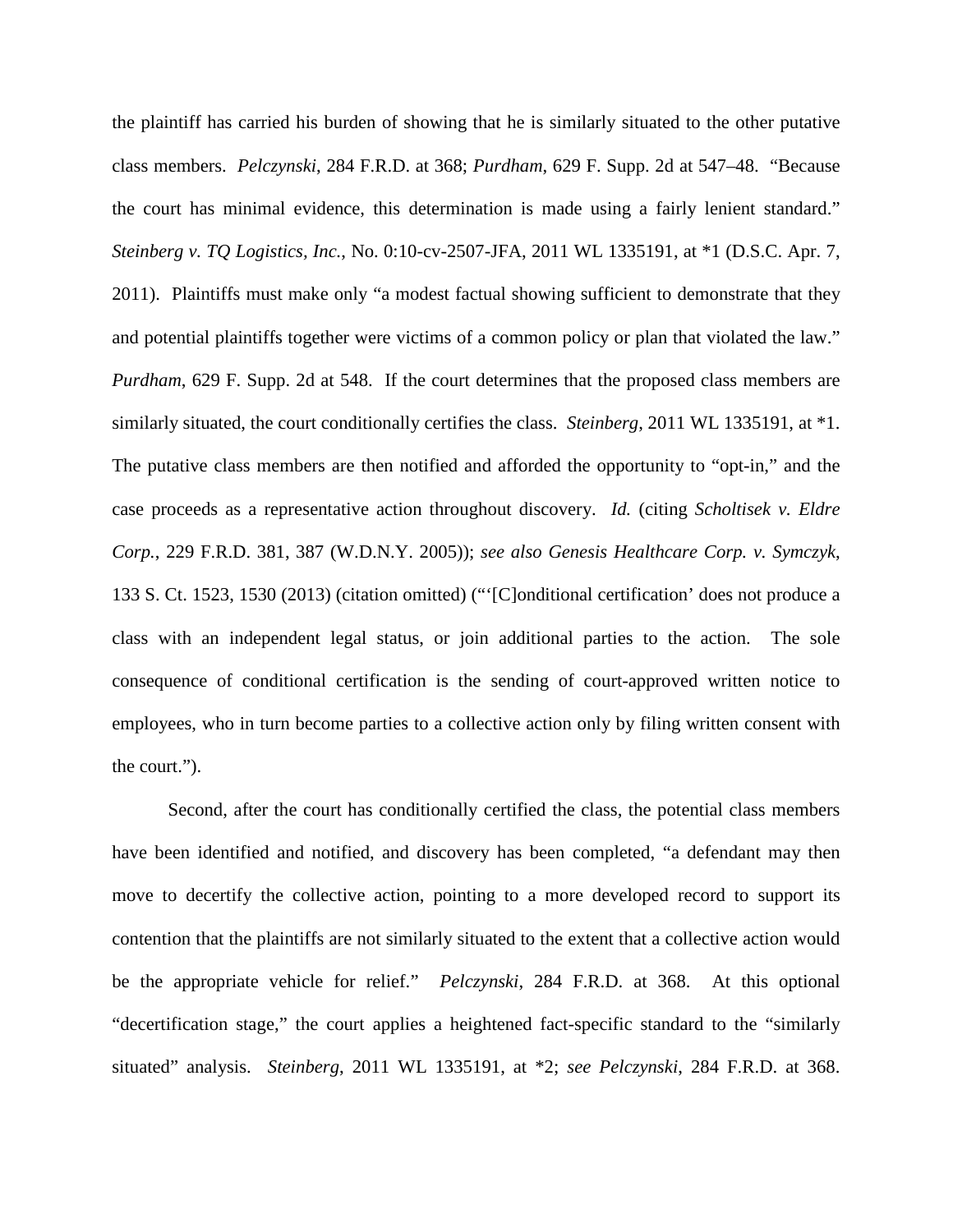the plaintiff has carried his burden of showing that he is similarly situated to the other putative class members. *Pelczynski*, 284 F.R.D. at 368; *Purdham*, 629 F. Supp. 2d at 547–48. "Because the court has minimal evidence, this determination is made using a fairly lenient standard." *Steinberg v. TQ Logistics, Inc.*, No. 0:10-cv-2507-JFA, 2011 WL 1335191, at *1 (D.S.C. Apr. 7, 2011). Plaintiffs must make only "a modest factual showing sufficient to demonstrate that they and potential plaintiffs together were victims of a common policy or plan that violated the law." *Purdham*, 629 F. Supp. 2d at 548. If the court determines that the proposed class members are similarly situated, the court conditionally certifies the class. *Steinberg*, 2011 WL 1335191, at *1. The putative class members are then notified and afforded the opportunity to "opt-in," and the case proceeds as a representative action throughout discovery. *Id.* (citing *Scholtisek v. Eldre Corp.*, 229 F.R.D. 381, 387 (W.D.N.Y. 2005)); *see also Genesis Healthcare Corp. v. Symczyk*, 133 S. Ct. 1523, 1530 (2013) (citation omitted) ("'[C]onditional certification' does not produce a class with an independent legal status, or join additional parties to the action. The sole consequence of conditional certification is the sending of court-approved written notice to employees, who in turn become parties to a collective action only by filing written consent with the court.").

Second, after the court has conditionally certified the class, the potential class members have been identified and notified, and discovery has been completed, "a defendant may then move to decertify the collective action, pointing to a more developed record to support its contention that the plaintiffs are not similarly situated to the extent that a collective action would be the appropriate vehicle for relief." *Pelczynski*, 284 F.R.D. at 368. At this optional "decertification stage," the court applies a heightened fact-specific standard to the "similarly situated" analysis. *Steinberg*, 2011 WL 1335191, at *2; *see Pelczynski*, 284 F.R.D. at 368.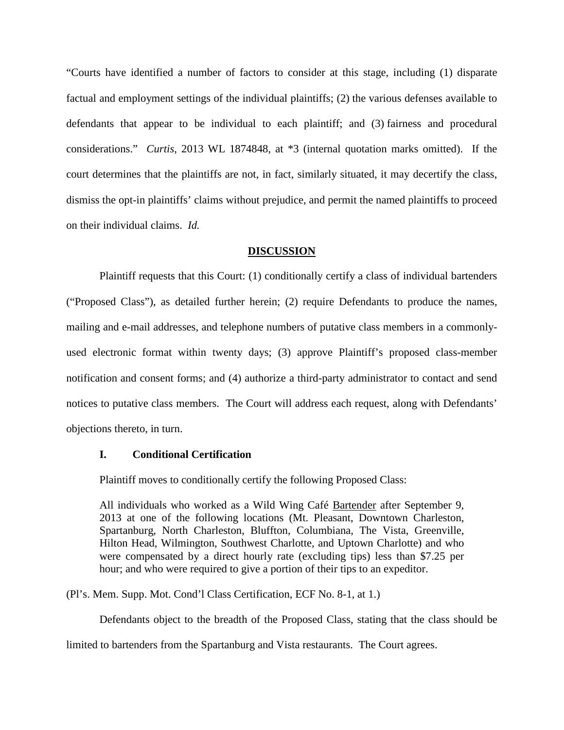"Courts have identified a number of factors to consider at this stage, including (1) disparate factual and employment settings of the individual plaintiffs; (2) the various defenses available to defendants that appear to be individual to each plaintiff; and (3) fairness and procedural considerations." *Curtis*, 2013 WL 1874848, at *3 (internal quotation marks omitted). If the court determines that the plaintiffs are not, in fact, similarly situated, it may decertify the class, dismiss the opt-in plaintiffs' claims without prejudice, and permit the named plaintiffs to proceed on their individual claims. *Id.*

## **DISCUSSION**

Plaintiff requests that this Court: (1) conditionally certify a class of individual bartenders ("Proposed Class"), as detailed further herein; (2) require Defendants to produce the names, mailing and e-mail addresses, and telephone numbers of putative class members in a commonly-used electronic format within twenty days; (3) approve Plaintiff's proposed class-member notification and consent forms; and (4) authorize a third-party administrator to contact and send notices to putative class members. The Court will address each request, along with Defendants' objections thereto, in turn.

### **I. Conditional Certification**

Plaintiff moves to conditionally certify the following Proposed Class:

> All individuals who worked as a Wild Wing Café Bartender after September 9, 2013 at one of the following locations (Mt. Pleasant, Downtown Charleston, Spartanburg, North Charleston, Bluffton, Columbiana, The Vista, Greenville, Hilton Head, Wilmington, Southwest Charlotte, and Uptown Charlotte) and who were compensated by a direct hourly rate (excluding tips) less than $7.25 per hour; and who were required to give a portion of their tips to an expeditor.

(Pl's. Mem. Supp. Mot. Cond'l Class Certification, ECF No. 8-1, at 1.)

Defendants object to the breadth of the Proposed Class, stating that the class should be limited to bartenders from the Spartanburg and Vista restaurants. The Court agrees.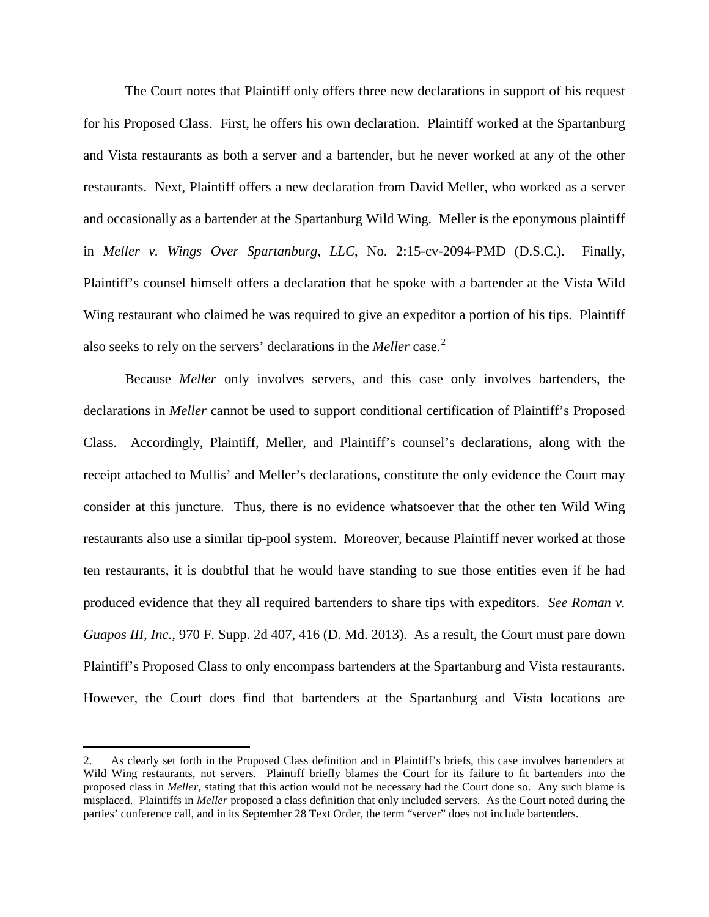The Court notes that Plaintiff only offers three new declarations in support of his request for his Proposed Class. First, he offers his own declaration. Plaintiff worked at the Spartanburg and Vista restaurants as both a server and a bartender, but he never worked at any of the other restaurants. Next, Plaintiff offers a new declaration from David Meller, who worked as a server and occasionally as a bartender at the Spartanburg Wild Wing. Meller is the eponymous plaintiff in *Meller v. Wings Over Spartanburg, LLC*, No. 2:15-cv-2094-PMD (D.S.C.). Finally, Plaintiff's counsel himself offers a declaration that he spoke with a bartender at the Vista Wild Wing restaurant who claimed he was required to give an expeditor a portion of his tips. Plaintiff also seeks to rely on the servers' declarations in the *Meller* case.[2]

Because *Meller* only involves servers, and this case only involves bartenders, the declarations in *Meller* cannot be used to support conditional certification of Plaintiff's Proposed Class. Accordingly, Plaintiff, Meller, and Plaintiff's counsel's declarations, along with the receipt attached to Mullis' and Meller's declarations, constitute the only evidence the Court may consider at this juncture. Thus, there is no evidence whatsoever that the other ten Wild Wing restaurants also use a similar tip-pool system. Moreover, because Plaintiff never worked at those ten restaurants, it is doubtful that he would have standing to sue those entities even if he had produced evidence that they all required bartenders to share tips with expeditors. *See Roman v. Guapos III, Inc.*, 970 F. Supp. 2d 407, 416 (D. Md. 2013). As a result, the Court must pare down Plaintiff's Proposed Class to only encompass bartenders at the Spartanburg and Vista restaurants. However, the Court does find that bartenders at the Spartanburg and Vista locations are

---

2. As clearly set forth in the Proposed Class definition and in Plaintiff's briefs, this case involves bartenders at Wild Wing restaurants, not servers. Plaintiff briefly blames the Court for its failure to fit bartenders into the proposed class in *Meller*, stating that this action would not be necessary had the Court done so. Any such blame is misplaced. Plaintiffs in *Meller* proposed a class definition that only included servers. As the Court noted during the parties' conference call, and in its September 28 Text Order, the term "server" does not include bartenders.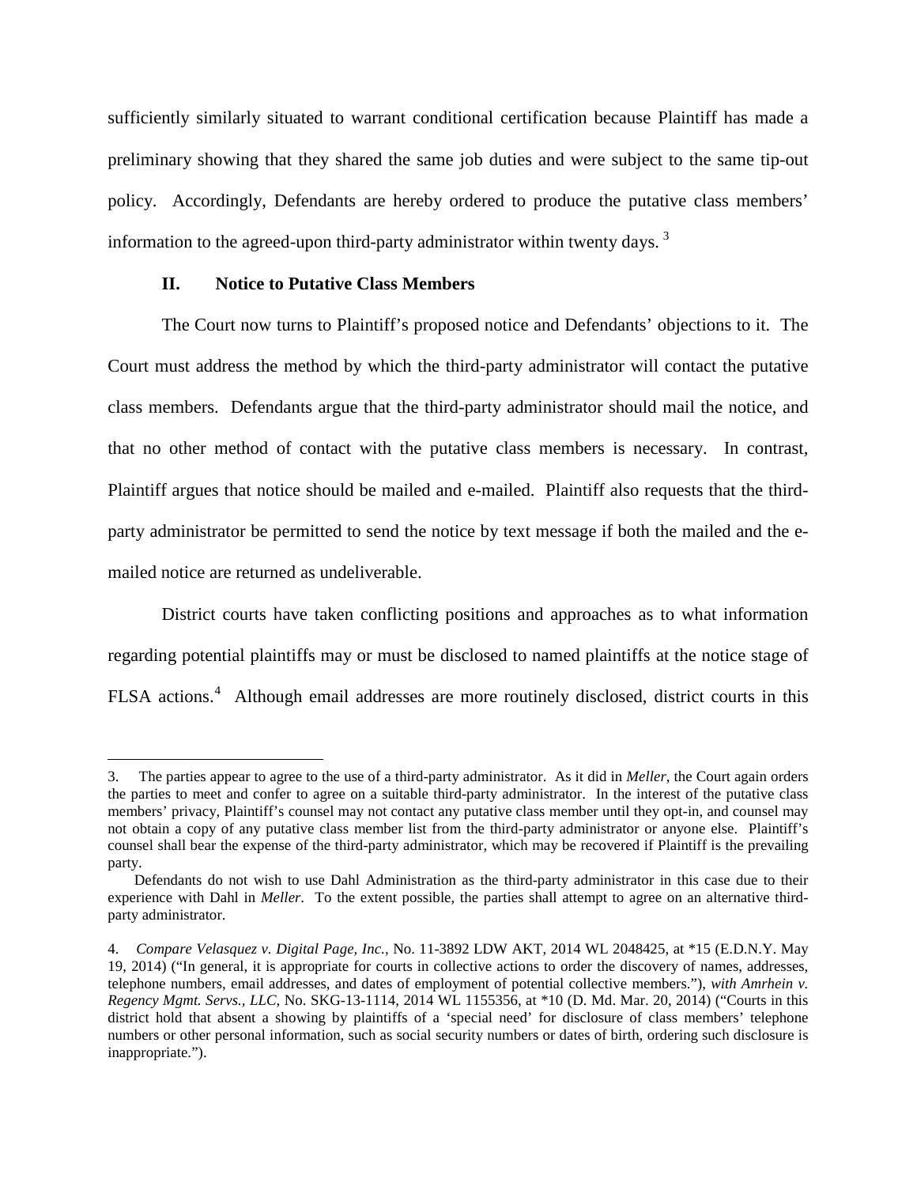sufficiently similarly situated to warrant conditional certification because Plaintiff has made a preliminary showing that they shared the same job duties and were subject to the same tip-out policy. Accordingly, Defendants are hereby ordered to produce the putative class members' information to the agreed-upon third-party administrator within twenty days. [3]

## II. Notice to Putative Class Members

The Court now turns to Plaintiff's proposed notice and Defendants' objections to it. The Court must address the method by which the third-party administrator will contact the putative class members. Defendants argue that the third-party administrator should mail the notice, and that no other method of contact with the putative class members is necessary. In contrast, Plaintiff argues that notice should be mailed and e-mailed. Plaintiff also requests that the third-party administrator be permitted to send the notice by text message if both the mailed and the e-mailed notice are returned as undeliverable.

District courts have taken conflicting positions and approaches as to what information regarding potential plaintiffs may or must be disclosed to named plaintiffs at the notice stage of FLSA actions.[4] Although email addresses are more routinely disclosed, district courts in this

---

3. The parties appear to agree to the use of a third-party administrator. As it did in *Meller*, the Court again orders the parties to meet and confer to agree on a suitable third-party administrator. In the interest of the putative class members' privacy, Plaintiff's counsel may not contact any putative class member until they opt-in, and counsel may not obtain a copy of any putative class member list from the third-party administrator or anyone else. Plaintiff's counsel shall bear the expense of the third-party administrator, which may be recovered if Plaintiff is the prevailing party.

Defendants do not wish to use Dahl Administration as the third-party administrator in this case due to their experience with Dahl in *Meller*. To the extent possible, the parties shall attempt to agree on an alternative third-party administrator.

4. *Compare Velasquez v. Digital Page, Inc.*, No. 11-3892 LDW AKT, 2014 WL 2048425, at *15 (E.D.N.Y. May 19, 2014) ("In general, it is appropriate for courts in collective actions to order the discovery of names, addresses, telephone numbers, email addresses, and dates of employment of potential collective members."), *with Amrhein v. Regency Mgmt. Servs., LLC*, No. SKG-13-1114, 2014 WL 1155356, at *10 (D. Md. Mar. 20, 2014) ("Courts in this district hold that absent a showing by plaintiffs of a 'special need' for disclosure of class members' telephone numbers or other personal information, such as social security numbers or dates of birth, ordering such disclosure is inappropriate.").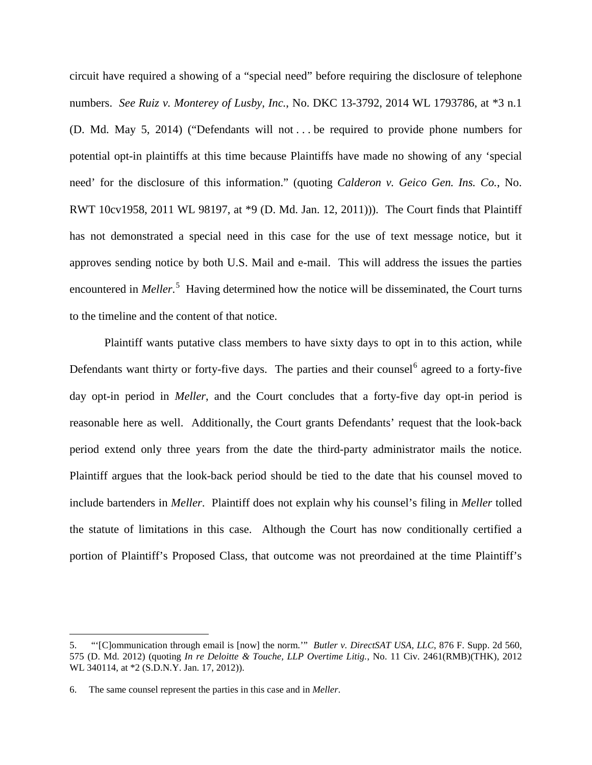circuit have required a showing of a "special need" before requiring the disclosure of telephone numbers. *See Ruiz v. Monterey of Lusby, Inc.*, No. DKC 13-3792, 2014 WL 1793786, at *3 n.1 (D. Md. May 5, 2014) ("Defendants will not . . . be required to provide phone numbers for potential opt-in plaintiffs at this time because Plaintiffs have made no showing of any 'special need' for the disclosure of this information." (quoting *Calderon v. Geico Gen. Ins. Co.*, No. RWT 10cv1958, 2011 WL 98197, at *9 (D. Md. Jan. 12, 2011))). The Court finds that Plaintiff has not demonstrated a special need in this case for the use of text message notice, but it approves sending notice by both U.S. Mail and e-mail. This will address the issues the parties encountered in *Meller*.[5] Having determined how the notice will be disseminated, the Court turns to the timeline and the content of that notice.

Plaintiff wants putative class members to have sixty days to opt in to this action, while Defendants want thirty or forty-five days. The parties and their counsel[6] agreed to a forty-five day opt-in period in *Meller*, and the Court concludes that a forty-five day opt-in period is reasonable here as well. Additionally, the Court grants Defendants' request that the look-back period extend only three years from the date the third-party administrator mails the notice. Plaintiff argues that the look-back period should be tied to the date that his counsel moved to include bartenders in *Meller*. Plaintiff does not explain why his counsel's filing in *Meller* tolled the statute of limitations in this case. Although the Court has now conditionally certified a portion of Plaintiff's Proposed Class, that outcome was not preordained at the time Plaintiff's

---

5. "'[C]ommunication through email is [now] the norm.'" *Butler v. DirectSAT USA, LLC*, 876 F. Supp. 2d 560, 575 (D. Md. 2012) (quoting *In re Deloitte & Touche, LLP Overtime Litig.*, No. 11 Civ. 2461(RMB)(THK), 2012 WL 340114, at *2 (S.D.N.Y. Jan. 17, 2012)).

6. The same counsel represent the parties in this case and in *Meller*.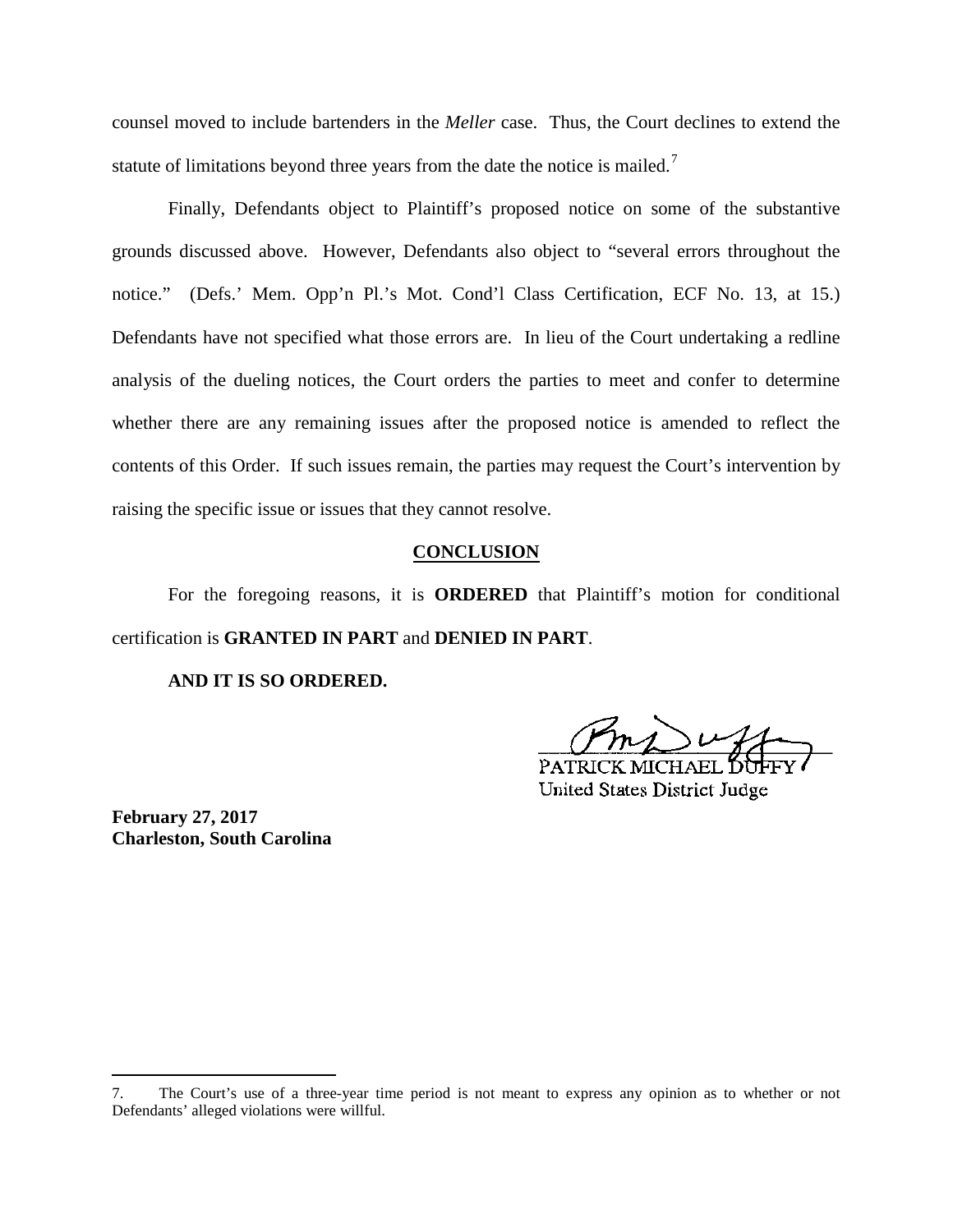counsel moved to include bartenders in the *Meller* case. Thus, the Court declines to extend the statute of limitations beyond three years from the date the notice is mailed.[7]

Finally, Defendants object to Plaintiff's proposed notice on some of the substantive grounds discussed above. However, Defendants also object to "several errors throughout the notice." (Defs.' Mem. Opp'n Pl.'s Mot. Cond'l Class Certification, ECF No. 13, at 15.) Defendants have not specified what those errors are. In lieu of the Court undertaking a redline analysis of the dueling notices, the Court orders the parties to meet and confer to determine whether there are any remaining issues after the proposed notice is amended to reflect the contents of this Order. If such issues remain, the parties may request the Court's intervention by raising the specific issue or issues that they cannot resolve.

## CONCLUSION

For the foregoing reasons, it is **ORDERED** that Plaintiff's motion for conditional certification is **GRANTED IN PART** and **DENIED IN PART**.

**AND IT IS SO ORDERED.**

PATRICK MICHAEL DUFFY
United States District Judge

**February 27, 2017**
**Charleston, South Carolina**

---

7. The Court's use of a three-year time period is not meant to express any opinion as to whether or not Defendants' alleged violations were willful.